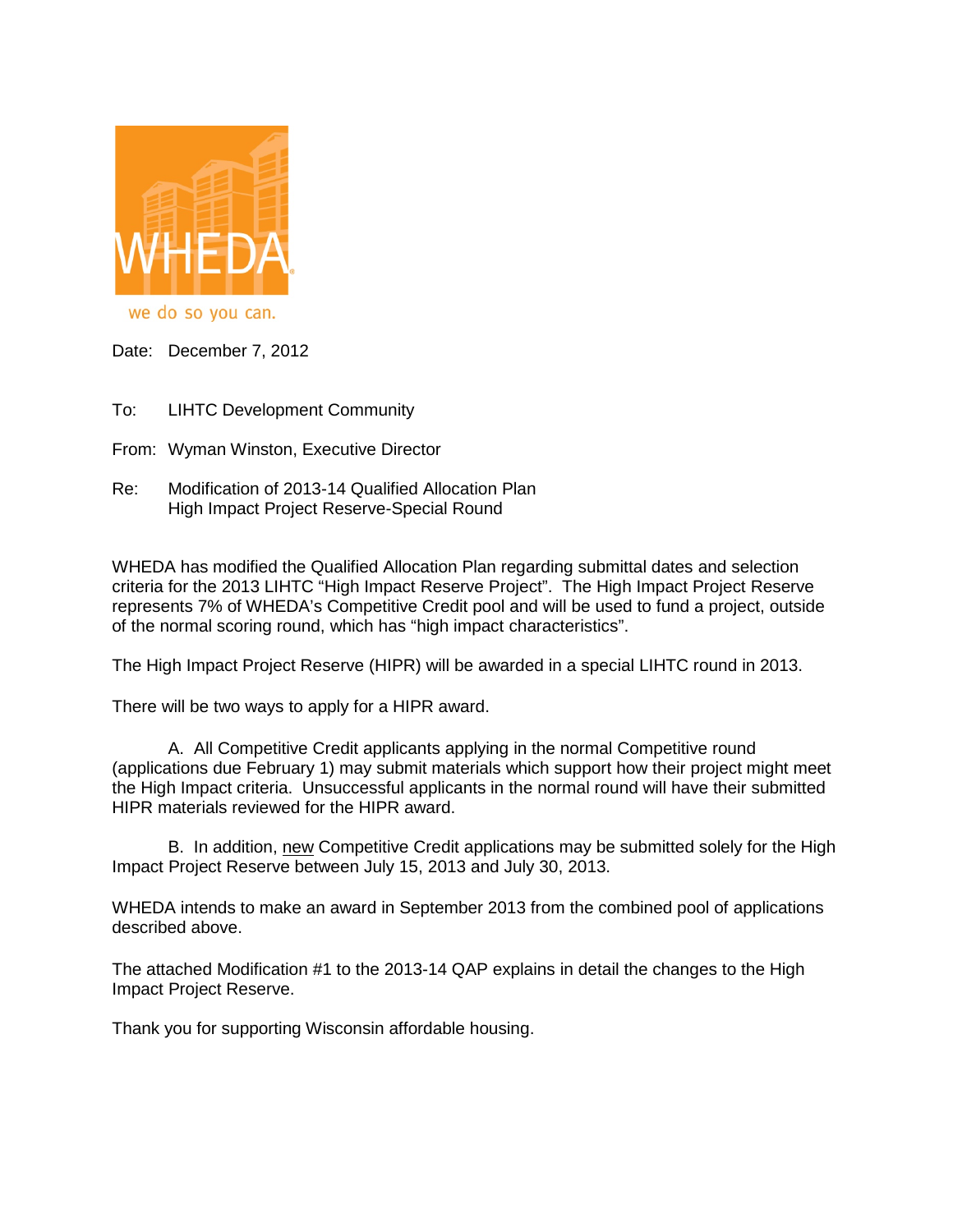WHEDA

we do so you can.

Date: December 7, 2012

To: LIHTC Development Community

From: Wyman Winston, Executive Director

Re: Modification of 2013-14 Qualified Allocation Plan
High Impact Project Reserve-Special Round

WHEDA has modified the Qualified Allocation Plan regarding submittal dates and selection criteria for the 2013 LIHTC "High Impact Reserve Project". The High Impact Project Reserve represents 7% of WHEDA's Competitive Credit pool and will be used to fund a project, outside of the normal scoring round, which has "high impact characteristics".

The High Impact Project Reserve (HIPR) will be awarded in a special LIHTC round in 2013.

There will be two ways to apply for a HIPR award.

A. All Competitive Credit applicants applying in the normal Competitive round (applications due February 1) may submit materials which support how their project might meet the High Impact criteria. Unsuccessful applicants in the normal round will have their submitted HIPR materials reviewed for the HIPR award.

B. In addition, new Competitive Credit applications may be submitted solely for the High Impact Project Reserve between July 15, 2013 and July 30, 2013.

WHEDA intends to make an award in September 2013 from the combined pool of applications described above.

The attached Modification #1 to the 2013-14 QAP explains in detail the changes to the High Impact Project Reserve.

Thank you for supporting Wisconsin affordable housing.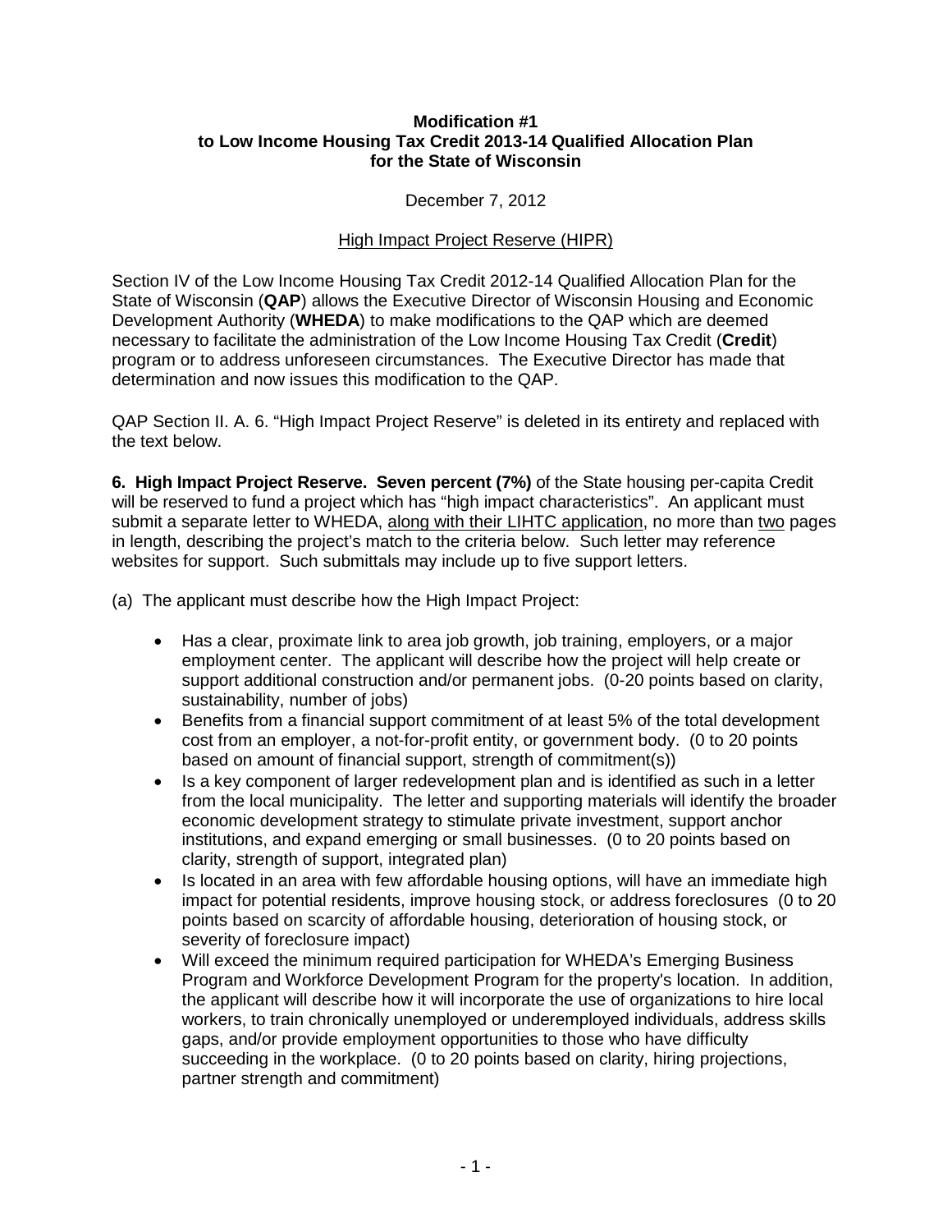**Modification #1**
**to Low Income Housing Tax Credit 2013-14 Qualified Allocation Plan**
**for the State of Wisconsin**

December 7, 2012

High Impact Project Reserve (HIPR)

Section IV of the Low Income Housing Tax Credit 2012-14 Qualified Allocation Plan for the State of Wisconsin (**QAP**) allows the Executive Director of Wisconsin Housing and Economic Development Authority (**WHEDA**) to make modifications to the QAP which are deemed necessary to facilitate the administration of the Low Income Housing Tax Credit (**Credit**) program or to address unforeseen circumstances. The Executive Director has made that determination and now issues this modification to the QAP.

QAP Section II. A. 6. "High Impact Project Reserve" is deleted in its entirety and replaced with the text below.

**6. High Impact Project Reserve. Seven percent (7%)** of the State housing per-capita Credit will be reserved to fund a project which has "high impact characteristics". An applicant must submit a separate letter to WHEDA, <u>along with their LIHTC application</u>, no more than <u>two</u> pages in length, describing the project's match to the criteria below. Such letter may reference websites for support. Such submittals may include up to five support letters.

(a) The applicant must describe how the High Impact Project:

- Has a clear, proximate link to area job growth, job training, employers, or a major employment center. The applicant will describe how the project will help create or support additional construction and/or permanent jobs. (0-20 points based on clarity, sustainability, number of jobs)
- Benefits from a financial support commitment of at least 5% of the total development cost from an employer, a not-for-profit entity, or government body. (0 to 20 points based on amount of financial support, strength of commitment(s))
- Is a key component of larger redevelopment plan and is identified as such in a letter from the local municipality. The letter and supporting materials will identify the broader economic development strategy to stimulate private investment, support anchor institutions, and expand emerging or small businesses. (0 to 20 points based on clarity, strength of support, integrated plan)
- Is located in an area with few affordable housing options, will have an immediate high impact for potential residents, improve housing stock, or address foreclosures (0 to 20 points based on scarcity of affordable housing, deterioration of housing stock, or severity of foreclosure impact)
- Will exceed the minimum required participation for WHEDA's Emerging Business Program and Workforce Development Program for the property's location. In addition, the applicant will describe how it will incorporate the use of organizations to hire local workers, to train chronically unemployed or underemployed individuals, address skills gaps, and/or provide employment opportunities to those who have difficulty succeeding in the workplace. (0 to 20 points based on clarity, hiring projections, partner strength and commitment)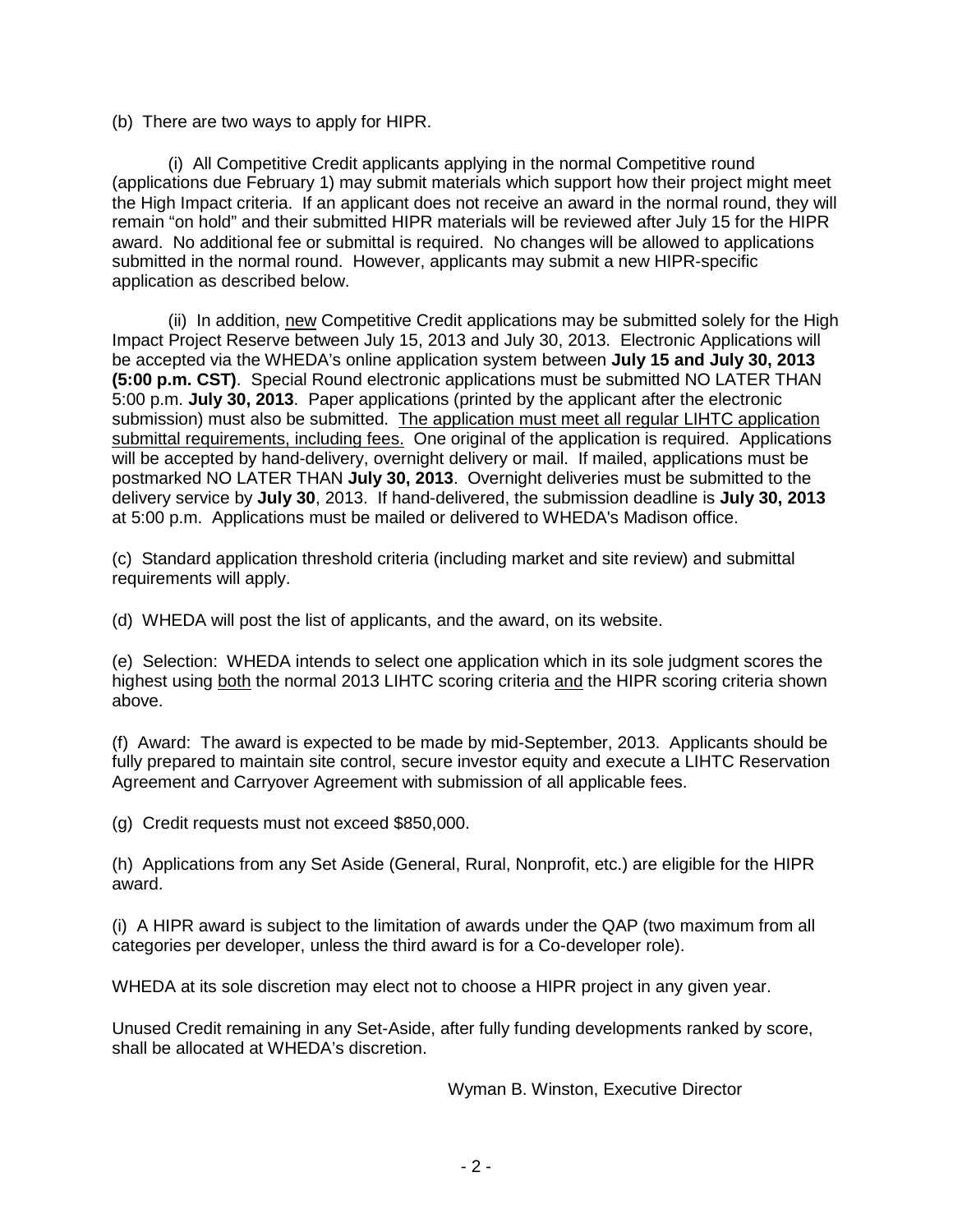(b) There are two ways to apply for HIPR.

(i) All Competitive Credit applicants applying in the normal Competitive round (applications due February 1) may submit materials which support how their project might meet the High Impact criteria. If an applicant does not receive an award in the normal round, they will remain "on hold" and their submitted HIPR materials will be reviewed after July 15 for the HIPR award. No additional fee or submittal is required. No changes will be allowed to applications submitted in the normal round. However, applicants may submit a new HIPR-specific application as described below.

(ii) In addition, <u>new</u> Competitive Credit applications may be submitted solely for the High Impact Project Reserve between July 15, 2013 and July 30, 2013. Electronic Applications will be accepted via the WHEDA's online application system between **July 15 and July 30, 2013 (5:00 p.m. CST)**. Special Round electronic applications must be submitted NO LATER THAN 5:00 p.m. **July 30, 2013**. Paper applications (printed by the applicant after the electronic submission) must also be submitted. <u>The application must meet all regular LIHTC application submittal requirements, including fees.</u> One original of the application is required. Applications will be accepted by hand-delivery, overnight delivery or mail. If mailed, applications must be postmarked NO LATER THAN **July 30, 2013**. Overnight deliveries must be submitted to the delivery service by **July 30**, 2013. If hand-delivered, the submission deadline is **July 30, 2013** at 5:00 p.m. Applications must be mailed or delivered to WHEDA's Madison office.

(c) Standard application threshold criteria (including market and site review) and submittal requirements will apply.

(d) WHEDA will post the list of applicants, and the award, on its website.

(e) Selection: WHEDA intends to select one application which in its sole judgment scores the highest using <u>both</u> the normal 2013 LIHTC scoring criteria <u>and</u> the HIPR scoring criteria shown above.

(f) Award: The award is expected to be made by mid-September, 2013. Applicants should be fully prepared to maintain site control, secure investor equity and execute a LIHTC Reservation Agreement and Carryover Agreement with submission of all applicable fees.

(g) Credit requests must not exceed $850,000.

(h) Applications from any Set Aside (General, Rural, Nonprofit, etc.) are eligible for the HIPR award.

(i) A HIPR award is subject to the limitation of awards under the QAP (two maximum from all categories per developer, unless the third award is for a Co-developer role).

WHEDA at its sole discretion may elect not to choose a HIPR project in any given year.

Unused Credit remaining in any Set-Aside, after fully funding developments ranked by score, shall be allocated at WHEDA's discretion.

Wyman B. Winston, Executive Director